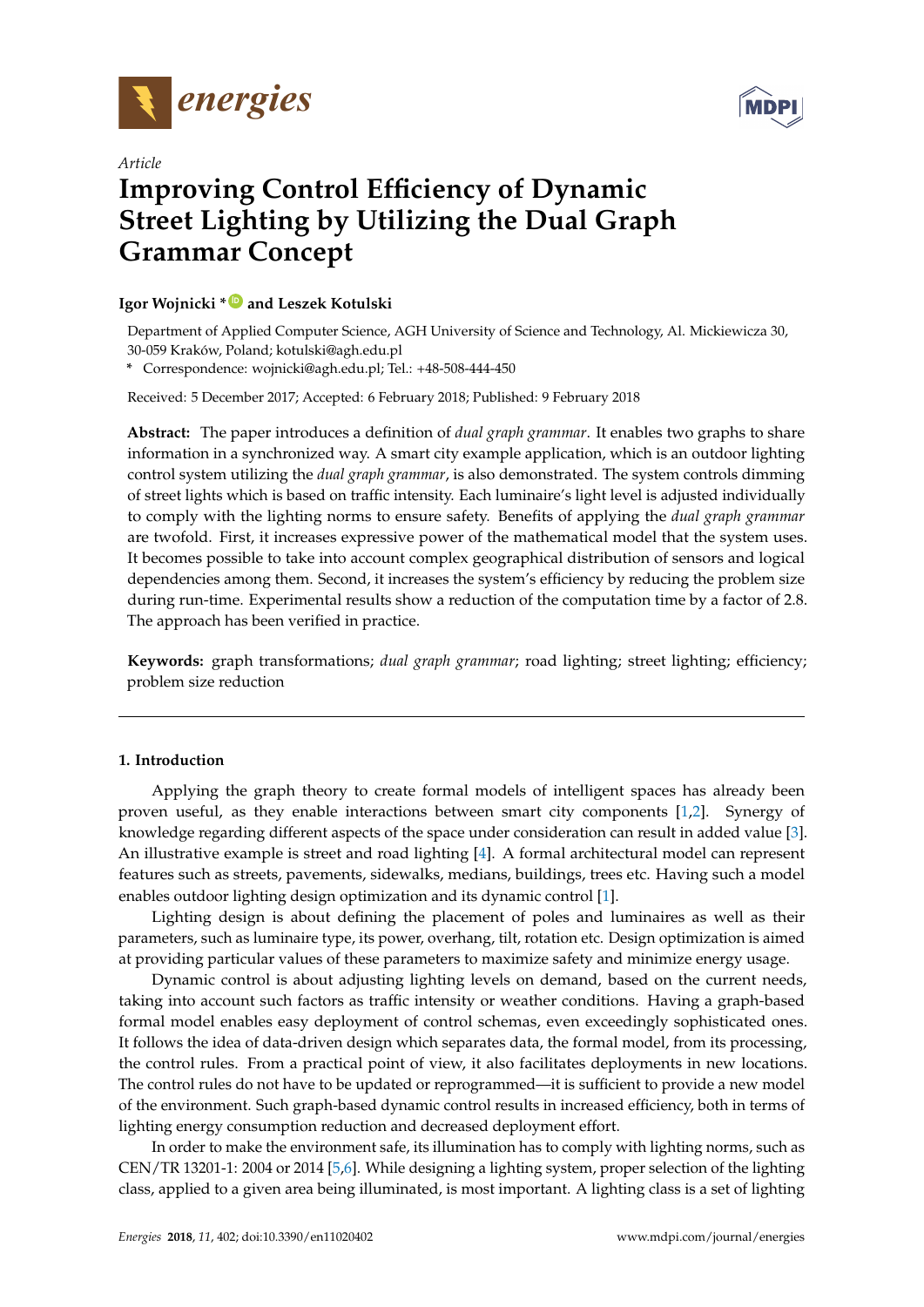*Article*

# Improving Control Efficiency of Dynamic Street Lighting by Utilizing the Dual Graph Grammar Concept

**Igor Wojnicki \* and Leszek Kotulski**

Department of Applied Computer Science, AGH University of Science and Technology, Al. Mickiewicza 30, 30-059 Kraków, Poland; kotulski@agh.edu.pl

\* Correspondence: wojnicki@agh.edu.pl; Tel.: +48-508-444-450

Received: 5 December 2017; Accepted: 6 February 2018; Published: 9 February 2018

**Abstract:** The paper introduces a definition of *dual graph grammar*. It enables two graphs to share information in a synchronized way. A smart city example application, which is an outdoor lighting control system utilizing the *dual graph grammar*, is also demonstrated. The system controls dimming of street lights which is based on traffic intensity. Each luminaire's light level is adjusted individually to comply with the lighting norms to ensure safety. Benefits of applying the *dual graph grammar* are twofold. First, it increases expressive power of the mathematical model that the system uses. It becomes possible to take into account complex geographical distribution of sensors and logical dependencies among them. Second, it increases the system's efficiency by reducing the problem size during run-time. Experimental results show a reduction of the computation time by a factor of 2.8. The approach has been verified in practice.

**Keywords:** graph transformations; *dual graph grammar*; road lighting; street lighting; efficiency; problem size reduction

## 1. Introduction

Applying the graph theory to create formal models of intelligent spaces has already been proven useful, as they enable interactions between smart city components [1,2]. Synergy of knowledge regarding different aspects of the space under consideration can result in added value [3]. An illustrative example is street and road lighting [4]. A formal architectural model can represent features such as streets, pavements, sidewalks, medians, buildings, trees etc. Having such a model enables outdoor lighting design optimization and its dynamic control [1].

Lighting design is about defining the placement of poles and luminaires as well as their parameters, such as luminaire type, its power, overhang, tilt, rotation etc. Design optimization is aimed at providing particular values of these parameters to maximize safety and minimize energy usage.

Dynamic control is about adjusting lighting levels on demand, based on the current needs, taking into account such factors as traffic intensity or weather conditions. Having a graph-based formal model enables easy deployment of control schemas, even exceedingly sophisticated ones. It follows the idea of data-driven design which separates data, the formal model, from its processing, the control rules. From a practical point of view, it also facilitates deployments in new locations. The control rules do not have to be updated or reprogrammed—it is sufficient to provide a new model of the environment. Such graph-based dynamic control results in increased efficiency, both in terms of lighting energy consumption reduction and decreased deployment effort.

In order to make the environment safe, its illumination has to comply with lighting norms, such as CEN/TR 13201-1: 2004 or 2014 [5,6]. While designing a lighting system, proper selection of the lighting class, applied to a given area being illuminated, is most important. A lighting class is a set of lighting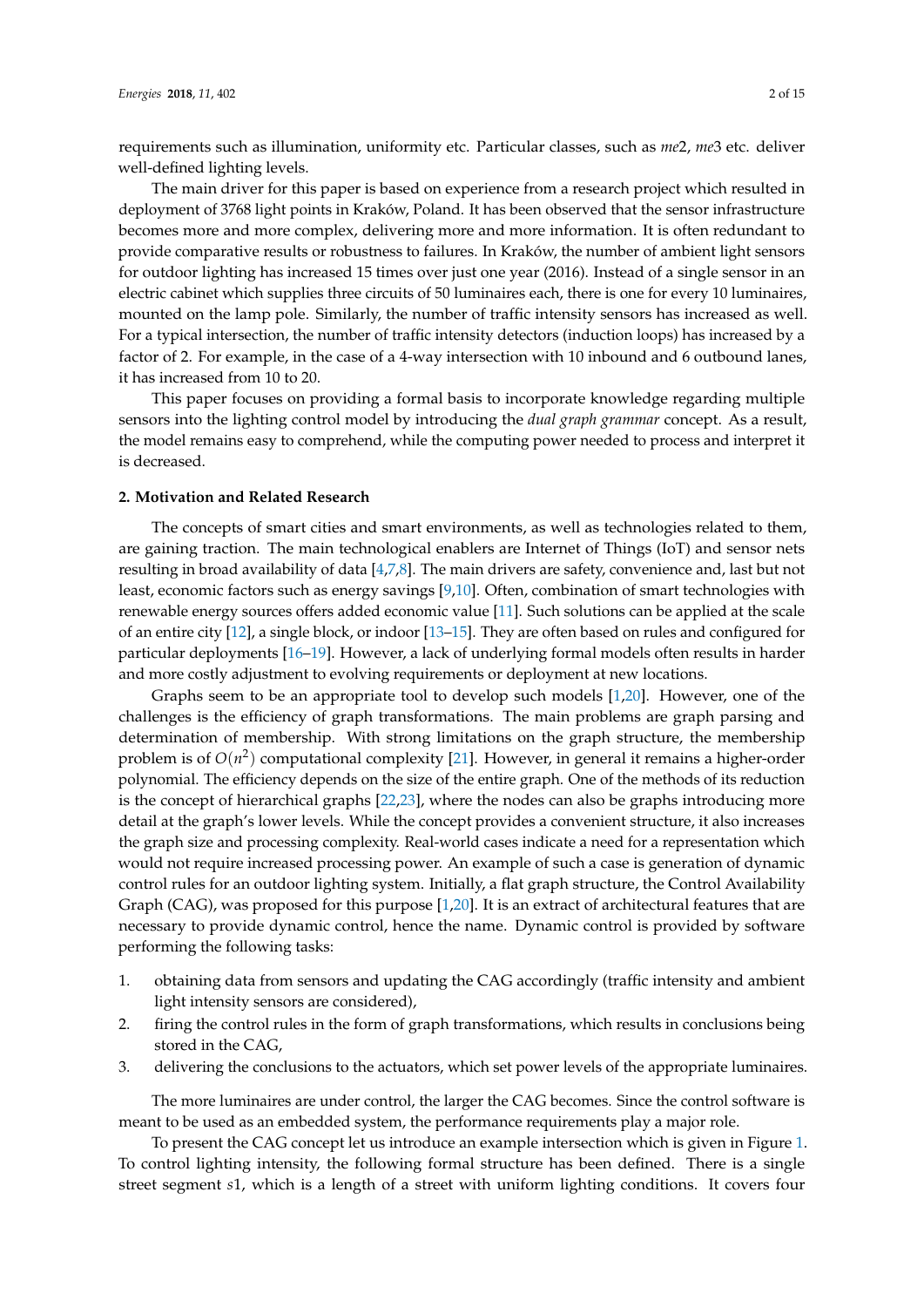requirements such as illumination, uniformity etc. Particular classes, such as *me*2, *me*3 etc. deliver well-defined lighting levels.

The main driver for this paper is based on experience from a research project which resulted in deployment of 3768 light points in Kraków, Poland. It has been observed that the sensor infrastructure becomes more and more complex, delivering more and more information. It is often redundant to provide comparative results or robustness to failures. In Kraków, the number of ambient light sensors for outdoor lighting has increased 15 times over just one year (2016). Instead of a single sensor in an electric cabinet which supplies three circuits of 50 luminaires each, there is one for every 10 luminaires, mounted on the lamp pole. Similarly, the number of traffic intensity sensors has increased as well. For a typical intersection, the number of traffic intensity detectors (induction loops) has increased by a factor of 2. For example, in the case of a 4-way intersection with 10 inbound and 6 outbound lanes, it has increased from 10 to 20.

This paper focuses on providing a formal basis to incorporate knowledge regarding multiple sensors into the lighting control model by introducing the *dual graph grammar* concept. As a result, the model remains easy to comprehend, while the computing power needed to process and interpret it is decreased.

## 2. Motivation and Related Research

The concepts of smart cities and smart environments, as well as technologies related to them, are gaining traction. The main technological enablers are Internet of Things (IoT) and sensor nets resulting in broad availability of data [4,7,8]. The main drivers are safety, convenience and, last but not least, economic factors such as energy savings [9,10]. Often, combination of smart technologies with renewable energy sources offers added economic value [11]. Such solutions can be applied at the scale of an entire city [12], a single block, or indoor [13–15]. They are often based on rules and configured for particular deployments [16–19]. However, a lack of underlying formal models often results in harder and more costly adjustment to evolving requirements or deployment at new locations.

Graphs seem to be an appropriate tool to develop such models [1,20]. However, one of the challenges is the efficiency of graph transformations. The main problems are graph parsing and determination of membership. With strong limitations on the graph structure, the membership problem is of $O(n^2)$ computational complexity [21]. However, in general it remains a higher-order polynomial. The efficiency depends on the size of the entire graph. One of the methods of its reduction is the concept of hierarchical graphs [22,23], where the nodes can also be graphs introducing more detail at the graph's lower levels. While the concept provides a convenient structure, it also increases the graph size and processing complexity. Real-world cases indicate a need for a representation which would not require increased processing power. An example of such a case is generation of dynamic control rules for an outdoor lighting system. Initially, a flat graph structure, the Control Availability Graph (CAG), was proposed for this purpose [1,20]. It is an extract of architectural features that are necessary to provide dynamic control, hence the name. Dynamic control is provided by software performing the following tasks:

1. obtaining data from sensors and updating the CAG accordingly (traffic intensity and ambient light intensity sensors are considered),
2. firing the control rules in the form of graph transformations, which results in conclusions being stored in the CAG,
3. delivering the conclusions to the actuators, which set power levels of the appropriate luminaires.

The more luminaires are under control, the larger the CAG becomes. Since the control software is meant to be used as an embedded system, the performance requirements play a major role.

To present the CAG concept let us introduce an example intersection which is given in Figure 1. To control lighting intensity, the following formal structure has been defined. There is a single street segment *s*1, which is a length of a street with uniform lighting conditions. It covers four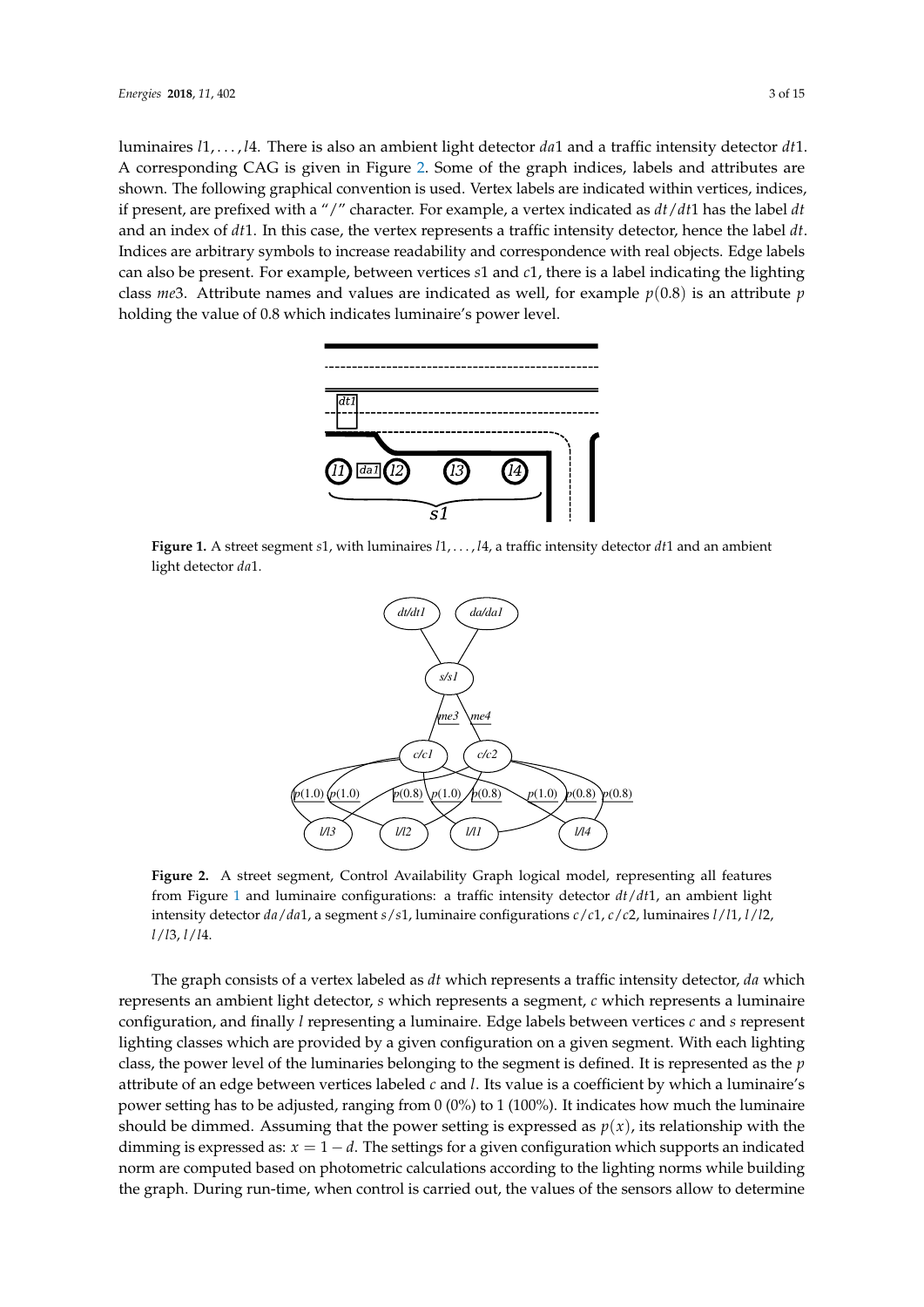luminaires $l1, \ldots, l4$. There is also an ambient light detector $da1$ and a traffic intensity detector $dt1$. A corresponding CAG is given in Figure 2. Some of the graph indices, labels and attributes are shown. The following graphical convention is used. Vertex labels are indicated within vertices, indices, if present, are prefixed with a "/" character. For example, a vertex indicated as $dt/dt1$ has the label $dt$ and an index of $dt1$. In this case, the vertex represents a traffic intensity detector, hence the label $dt$. Indices are arbitrary symbols to increase readability and correspondence with real objects. Edge labels can also be present. For example, between vertices $s1$ and $c1$, there is a label indicating the lighting class $me3$. Attribute names and values are indicated as well, for example $p(0.8)$ is an attribute $p$ holding the value of 0.8 which indicates luminaire's power level.

**Figure 1.** A street segment $s1$, with luminaires $l1, \ldots, l4$, a traffic intensity detector $dt1$ and an ambient light detector $da1$.

**Figure 2.** A street segment, Control Availability Graph logical model, representing all features from Figure 1 and luminaire configurations: a traffic intensity detector $dt/dt1$, an ambient light intensity detector $da/da1$, a segment $s/s1$, luminaire configurations $c/c1$, $c/c2$, luminaires $l/l1$, $l/l2$, $l/l3$, $l/l4$.

The graph consists of a vertex labeled as $dt$ which represents a traffic intensity detector, $da$ which represents an ambient light detector, $s$ which represents a segment, $c$ which represents a luminaire configuration, and finally $l$ representing a luminaire. Edge labels between vertices $c$ and $s$ represent lighting classes which are provided by a given configuration on a given segment. With each lighting class, the power level of the luminaries belonging to the segment is defined. It is represented as the $p$ attribute of an edge between vertices labeled $c$ and $l$. Its value is a coefficient by which a luminaire's power setting has to be adjusted, ranging from 0 (0%) to 1 (100%). It indicates how much the luminaire should be dimmed. Assuming that the power setting is expressed as $p(x)$, its relationship with the dimming is expressed as: $x = 1 - d$. The settings for a given configuration which supports an indicated norm are computed based on photometric calculations according to the lighting norms while building the graph. During run-time, when control is carried out, the values of the sensors allow to determine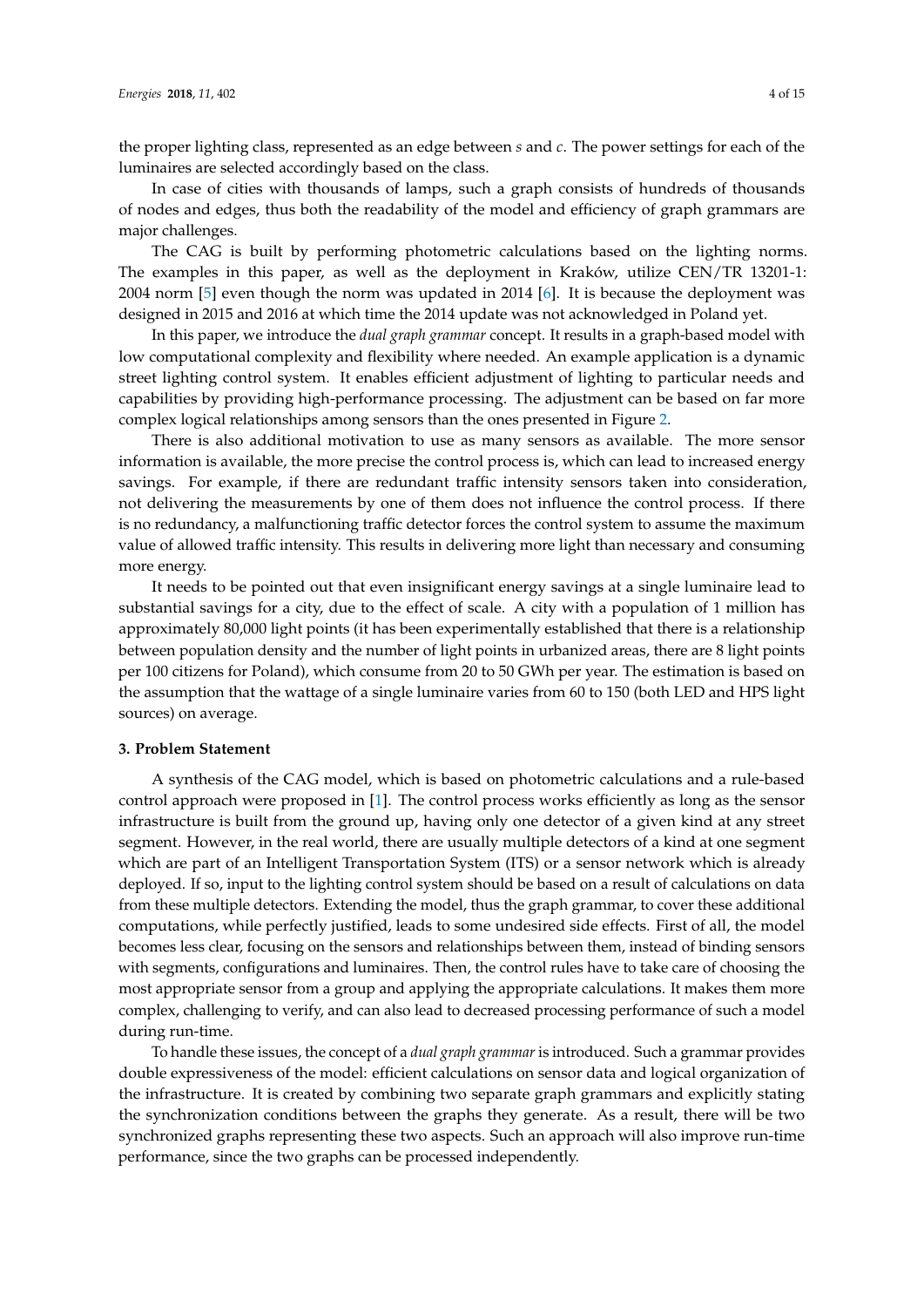the proper lighting class, represented as an edge between $s$ and $c$. The power settings for each of the luminaires are selected accordingly based on the class.

In case of cities with thousands of lamps, such a graph consists of hundreds of thousands of nodes and edges, thus both the readability of the model and efficiency of graph grammars are major challenges.

The CAG is built by performing photometric calculations based on the lighting norms. The examples in this paper, as well as the deployment in Kraków, utilize CEN/TR 13201-1: 2004 norm [5] even though the norm was updated in 2014 [6]. It is because the deployment was designed in 2015 and 2016 at which time the 2014 update was not acknowledged in Poland yet.

In this paper, we introduce the *dual graph grammar* concept. It results in a graph-based model with low computational complexity and flexibility where needed. An example application is a dynamic street lighting control system. It enables efficient adjustment of lighting to particular needs and capabilities by providing high-performance processing. The adjustment can be based on far more complex logical relationships among sensors than the ones presented in Figure 2.

There is also additional motivation to use as many sensors as available. The more sensor information is available, the more precise the control process is, which can lead to increased energy savings. For example, if there are redundant traffic intensity sensors taken into consideration, not delivering the measurements by one of them does not influence the control process. If there is no redundancy, a malfunctioning traffic detector forces the control system to assume the maximum value of allowed traffic intensity. This results in delivering more light than necessary and consuming more energy.

It needs to be pointed out that even insignificant energy savings at a single luminaire lead to substantial savings for a city, due to the effect of scale. A city with a population of 1 million has approximately 80,000 light points (it has been experimentally established that there is a relationship between population density and the number of light points in urbanized areas, there are 8 light points per 100 citizens for Poland), which consume from 20 to 50 GWh per year. The estimation is based on the assumption that the wattage of a single luminaire varies from 60 to 150 (both LED and HPS light sources) on average.

### 3. Problem Statement

A synthesis of the CAG model, which is based on photometric calculations and a rule-based control approach were proposed in [1]. The control process works efficiently as long as the sensor infrastructure is built from the ground up, having only one detector of a given kind at any street segment. However, in the real world, there are usually multiple detectors of a kind at one segment which are part of an Intelligent Transportation System (ITS) or a sensor network which is already deployed. If so, input to the lighting control system should be based on a result of calculations on data from these multiple detectors. Extending the model, thus the graph grammar, to cover these additional computations, while perfectly justified, leads to some undesired side effects. First of all, the model becomes less clear, focusing on the sensors and relationships between them, instead of binding sensors with segments, configurations and luminaires. Then, the control rules have to take care of choosing the most appropriate sensor from a group and applying the appropriate calculations. It makes them more complex, challenging to verify, and can also lead to decreased processing performance of such a model during run-time.

To handle these issues, the concept of a *dual graph grammar* is introduced. Such a grammar provides double expressiveness of the model: efficient calculations on sensor data and logical organization of the infrastructure. It is created by combining two separate graph grammars and explicitly stating the synchronization conditions between the graphs they generate. As a result, there will be two synchronized graphs representing these two aspects. Such an approach will also improve run-time performance, since the two graphs can be processed independently.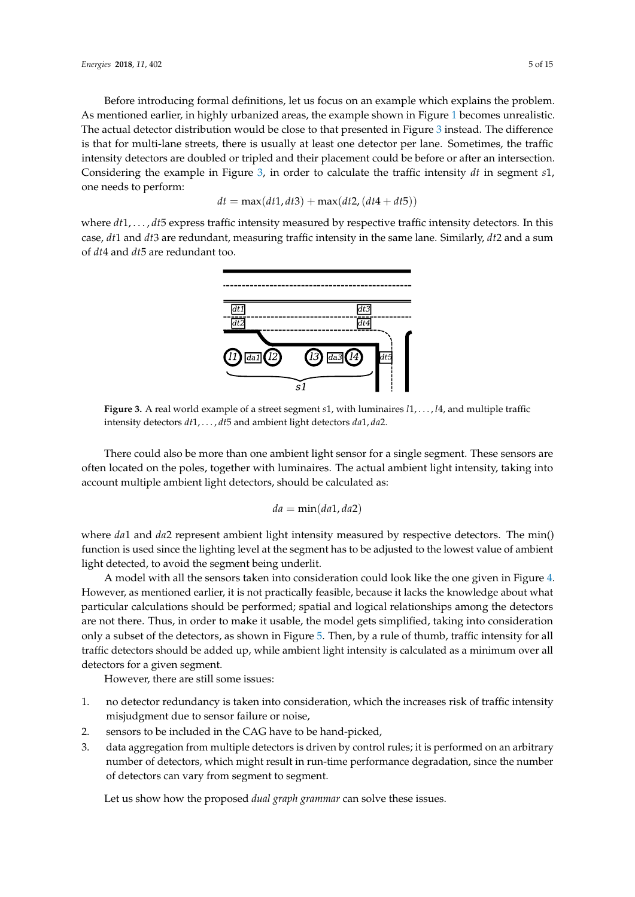Before introducing formal definitions, let us focus on an example which explains the problem. As mentioned earlier, in highly urbanized areas, the example shown in Figure 1 becomes unrealistic. The actual detector distribution would be close to that presented in Figure 3 instead. The difference is that for multi-lane streets, there is usually at least one detector per lane. Sometimes, the traffic intensity detectors are doubled or tripled and their placement could be before or after an intersection. Considering the example in Figure 3, in order to calculate the traffic intensity $dt$ in segment $s1$, one needs to perform:

$$dt = \max(dt1, dt3) + \max(dt2, (dt4 + dt5))$$

where $dt1, \ldots, dt5$ express traffic intensity measured by respective traffic intensity detectors. In this case, $dt1$ and $dt3$ are redundant, measuring traffic intensity in the same lane. Similarly, $dt2$ and a sum of $dt4$ and $dt5$ are redundant too.

**Figure 3.** A real world example of a street segment $s1$, with luminaires $l1, \ldots, l4$, and multiple traffic intensity detectors $dt1, \ldots, dt5$ and ambient light detectors $da1, da2$.

There could also be more than one ambient light sensor for a single segment. These sensors are often located on the poles, together with luminaires. The actual ambient light intensity, taking into account multiple ambient light detectors, should be calculated as:

$$da = \min(da1, da2)$$

where $da1$ and $da2$ represent ambient light intensity measured by respective detectors. The min() function is used since the lighting level at the segment has to be adjusted to the lowest value of ambient light detected, to avoid the segment being underlit.

A model with all the sensors taken into consideration could look like the one given in Figure 4. However, as mentioned earlier, it is not practically feasible, because it lacks the knowledge about what particular calculations should be performed; spatial and logical relationships among the detectors are not there. Thus, in order to make it usable, the model gets simplified, taking into consideration only a subset of the detectors, as shown in Figure 5. Then, by a rule of thumb, traffic intensity for all traffic detectors should be added up, while ambient light intensity is calculated as a minimum over all detectors for a given segment.

However, there are still some issues:

1. no detector redundancy is taken into consideration, which the increases risk of traffic intensity misjudgment due to sensor failure or noise,
2. sensors to be included in the CAG have to be hand-picked,
3. data aggregation from multiple detectors is driven by control rules; it is performed on an arbitrary number of detectors, which might result in run-time performance degradation, since the number of detectors can vary from segment to segment.

Let us show how the proposed *dual graph grammar* can solve these issues.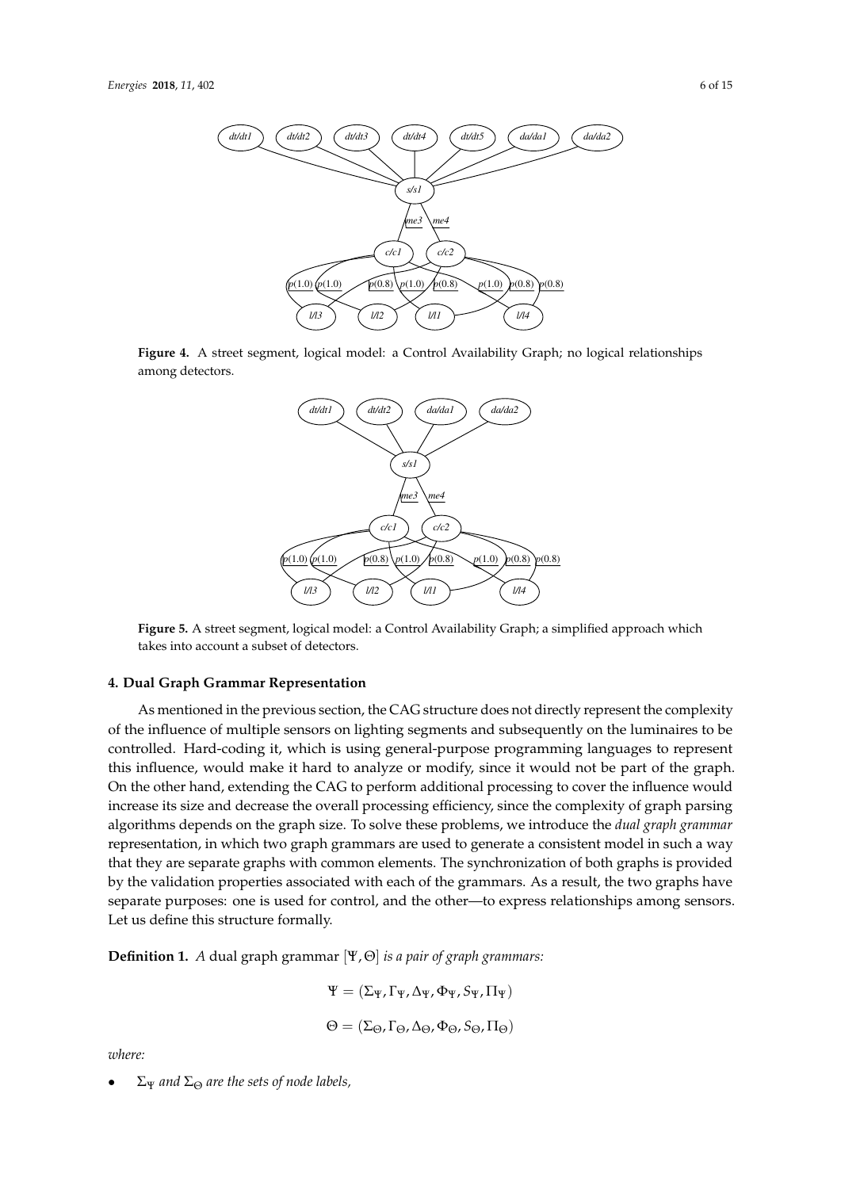**Figure 4.** A street segment, logical model: a Control Availability Graph; no logical relationships among detectors.

**Figure 5.** A street segment, logical model: a Control Availability Graph; a simplified approach which takes into account a subset of detectors.

## 4. Dual Graph Grammar Representation

As mentioned in the previous section, the CAG structure does not directly represent the complexity of the influence of multiple sensors on lighting segments and subsequently on the luminaires to be controlled. Hard-coding it, which is using general-purpose programming languages to represent this influence, would make it hard to analyze or modify, since it would not be part of the graph. On the other hand, extending the CAG to perform additional processing to cover the influence would increase its size and decrease the overall processing efficiency, since the complexity of graph parsing algorithms depends on the graph size. To solve these problems, we introduce the *dual graph grammar* representation, in which two graph grammars are used to generate a consistent model in such a way that they are separate graphs with common elements. The synchronization of both graphs is provided by the validation properties associated with each of the grammars. As a result, the two graphs have separate purposes: one is used for control, and the other—to express relationships among sensors. Let us define this structure formally.

**Definition 1.** *A* dual graph grammar $[\Psi, \Theta]$ *is a pair of graph grammars:*

$$\Psi = (\Sigma_\Psi, \Gamma_\Psi, \Delta_\Psi, \Phi_\Psi, S_\Psi, \Pi_\Psi)$$

$$\Theta = (\Sigma_\Theta, \Gamma_\Theta, \Delta_\Theta, \Phi_\Theta, S_\Theta, \Pi_\Theta)$$

*where:*

- $\Sigma_\Psi$ *and* $\Sigma_\Theta$ *are the sets of node labels,*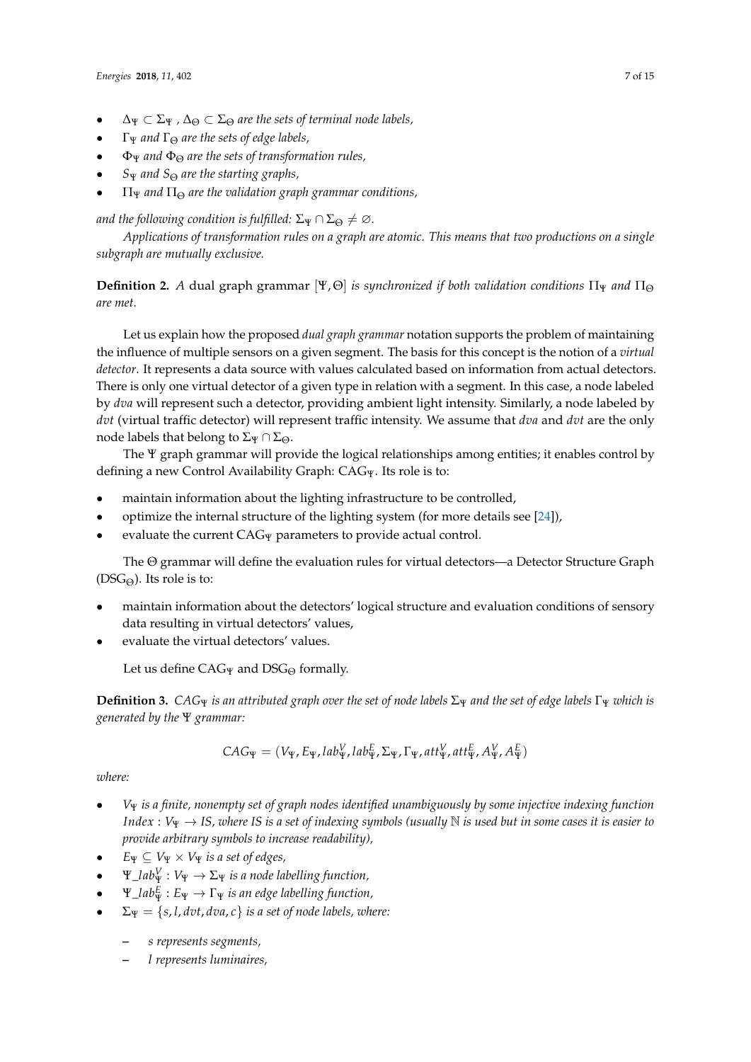- $\Delta_\Psi \subset \Sigma_\Psi$ , $\Delta_\Theta \subset \Sigma_\Theta$ *are the sets of terminal node labels,*
- $\Gamma_\Psi$ *and* $\Gamma_\Theta$ *are the sets of edge labels,*
- $\Phi_\Psi$ *and* $\Phi_\Theta$ *are the sets of transformation rules,*
- $S_\Psi$ *and* $S_\Theta$ *are the starting graphs,*
- $\Pi_\Psi$ *and* $\Pi_\Theta$ *are the validation graph grammar conditions,*

*and the following condition is fulfilled:* $\Sigma_\Psi \cap \Sigma_\Theta \neq \varnothing$.

*Applications of transformation rules on a graph are atomic. This means that two productions on a single subgraph are mutually exclusive.*

**Definition 2.** *A* dual graph grammar $[\Psi, \Theta]$ *is synchronized if both validation conditions* $\Pi_\Psi$ *and* $\Pi_\Theta$ *are met.*

Let us explain how the proposed *dual graph grammar* notation supports the problem of maintaining the influence of multiple sensors on a given segment. The basis for this concept is the notion of a *virtual detector*. It represents a data source with values calculated based on information from actual detectors. There is only one virtual detector of a given type in relation with a segment. In this case, a node labeled by *dva* will represent such a detector, providing ambient light intensity. Similarly, a node labeled by *dvt* (virtual traffic detector) will represent traffic intensity. We assume that *dva* and *dvt* are the only node labels that belong to $\Sigma_\Psi \cap \Sigma_\Theta$.

The $\Psi$ graph grammar will provide the logical relationships among entities; it enables control by defining a new Control Availability Graph: $\text{CAG}_\Psi$. Its role is to:

- maintain information about the lighting infrastructure to be controlled,
- optimize the internal structure of the lighting system (for more details see [24]),
- evaluate the current $\text{CAG}_\Psi$ parameters to provide actual control.

The $\Theta$ grammar will define the evaluation rules for virtual detectors—a Detector Structure Graph ($\text{DSG}_\Theta$). Its role is to:

- maintain information about the detectors' logical structure and evaluation conditions of sensory data resulting in virtual detectors' values,
- evaluate the virtual detectors' values.

Let us define $\text{CAG}_\Psi$ and $\text{DSG}_\Theta$ formally.

**Definition 3.** *$CAG_\Psi$ is an attributed graph over the set of node labels $\Sigma_\Psi$ and the set of edge labels $\Gamma_\Psi$ which is generated by the $\Psi$ grammar:*

$$CAG_\Psi = (V_\Psi, E_\Psi, lab_\Psi^V, lab_\Psi^E, \Sigma_\Psi, \Gamma_\Psi, att_\Psi^V, att_\Psi^E, A_\Psi^V, A_\Psi^E)$$

*where:*

- $V_\Psi$ *is a finite, nonempty set of graph nodes identified unambiguously by some injective indexing function* $Index : V_\Psi \to IS$*, where IS is a set of indexing symbols (usually* $\mathbb{N}$ *is used but in some cases it is easier to provide arbitrary symbols to increase readability),*
- $E_\Psi \subseteq V_\Psi \times V_\Psi$ *is a set of edges,*
- $\Psi\_lab_\Psi^V : V_\Psi \to \Sigma_\Psi$ *is a node labelling function,*
- $\Psi\_lab_\Psi^E : E_\Psi \to \Gamma_\Psi$ *is an edge labelling function,*
- $\Sigma_\Psi = \{s, l, dvt, dva, c\}$ *is a set of node labels, where:*
  - *s represents segments,*
  - *l represents luminaires,*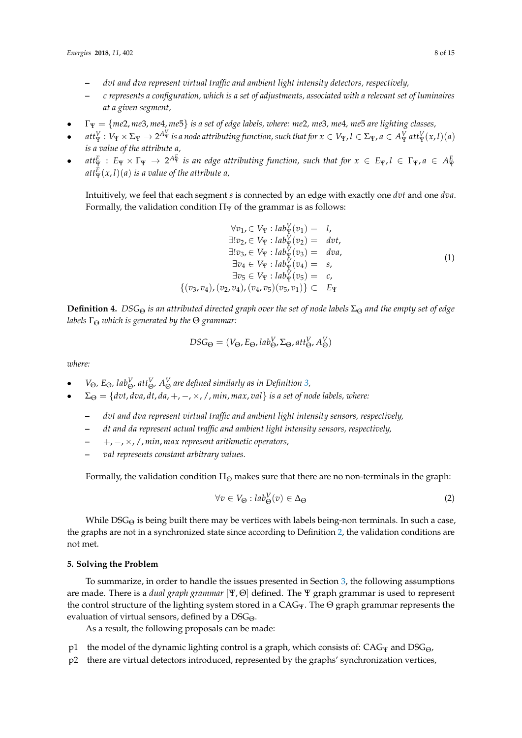- *dvt and dva represent virtual traffic and ambient light intensity detectors, respectively,*
  - *c represents a configuration, which is a set of adjustments, associated with a relevant set of luminaires at a given segment,*

- $\Gamma_\Psi = \{me2, me3, me4, me5\}$ *is a set of edge labels, where: me*2*, me*3*, me*4*, me*5 *are lighting classes,*
- $att^V_\Psi : V_\Psi \times \Sigma_\Psi \to 2^{A^V_\Psi}$ *is a node attributing function, such that for* $x \in V_\Psi, l \in \Sigma_\Psi, a \in A^V_\Psi$ $att^V_\Psi(x,l)(a)$ *is a value of the attribute a,*
- $att^E_\Psi : E_\Psi \times \Gamma_\Psi \to 2^{A^E_\Psi}$ *is an edge attributing function, such that for* $x \in E_\Psi, l \in \Gamma_\Psi, a \in A^E_\Psi$ $att^E_\Psi(x,l)(a)$ *is a value of the attribute a,*

Intuitively, we feel that each segment *s* is connected by an edge with exactly one *dvt* and one *dva*. Formally, the validation condition $\Pi_\Psi$ of the grammar is as follows:

$$
\begin{aligned}
\forall v_1, \in V_\Psi : lab^V_\Psi(v_1) =& \;\; l, \\
\exists! v_2, \in V_\Psi : lab^V_\Psi(v_2) =& \;\; dvt, \\
\exists! v_3, \in V_\Psi : lab^V_\Psi(v_3) =& \;\; dva, \\
\exists v_4 \in V_\Psi : lab^V_\Psi(v_4) =& \;\; s, \\
\exists v_5 \in V_\Psi : lab^V_\Psi(v_5) =& \;\; c, \\
\{(v_3,v_4),(v_2,v_4),(v_4,v_5)(v_5,v_1)\} \subset& \;\; E_\Psi
\end{aligned}
\tag{1}
$$

**Definition 4.** *$DSG_\Theta$ is an attributed directed graph over the set of node labels $\Sigma_\Theta$ and the empty set of edge labels $\Gamma_\Theta$ which is generated by the $\Theta$ grammar:*

$$DSG_\Theta = (V_\Theta, E_\Theta, lab^V_\Theta, \Sigma_\Theta, att^V_\Theta, A^V_\Theta)$$

*where:*

- $V_\Theta$*,* $E_\Theta$*,* $lab^V_\Theta$*,* $att^V_\Theta$*,* $A^V_\Theta$ *are defined similarly as in Definition 3,*
- $\Sigma_\Theta = \{dvt, dva, dt, da, +, -, \times, /, min, max, val\}$ *is a set of node labels, where:*
  - *dvt and dva represent virtual traffic and ambient light intensity sensors, respectively,*
  - *dt and da represent actual traffic and ambient light intensity sensors, respectively,*
  - $+, -, \times, /, min, max$ *represent arithmetic operators,*
  - *val represents constant arbitrary values.*

Formally, the validation condition $\Pi_\Theta$ makes sure that there are no non-terminals in the graph:

$$\forall v \in V_\Theta : lab^V_\Theta(v) \in \Delta_\Theta \tag{2}$$

While $DSG_\Theta$ is being built there may be vertices with labels being-non terminals. In such a case, the graphs are not in a synchronized state since according to Definition 2, the validation conditions are not met.

## 5. Solving the Problem

To summarize, in order to handle the issues presented in Section 3, the following assumptions are made. There is a *dual graph grammar* $[\Psi, \Theta]$ defined. The $\Psi$ graph grammar is used to represent the control structure of the lighting system stored in a $CAG_\Psi$. The $\Theta$ graph grammar represents the evaluation of virtual sensors, defined by a $DSG_\Theta$.

As a result, the following proposals can be made:

p1 the model of the dynamic lighting control is a graph, which consists of: $CAG_\Psi$ and $DSG_\Theta$,

p2 there are virtual detectors introduced, represented by the graphs' synchronization vertices,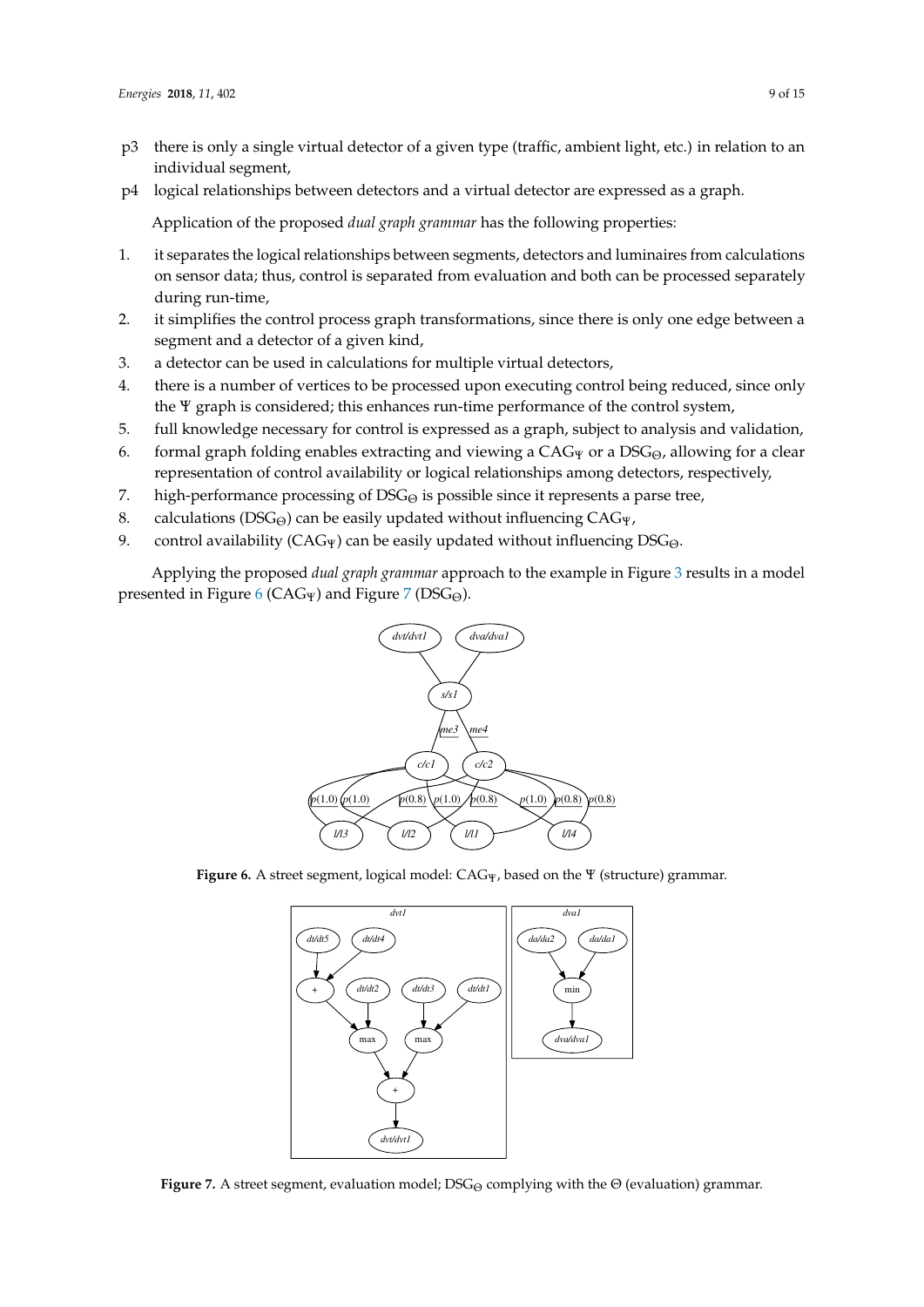p3 there is only a single virtual detector of a given type (traffic, ambient light, etc.) in relation to an individual segment,

p4 logical relationships between detectors and a virtual detector are expressed as a graph.

Application of the proposed *dual graph grammar* has the following properties:

1. it separates the logical relationships between segments, detectors and luminaires from calculations on sensor data; thus, control is separated from evaluation and both can be processed separately during run-time,
2. it simplifies the control process graph transformations, since there is only one edge between a segment and a detector of a given kind,
3. a detector can be used in calculations for multiple virtual detectors,
4. there is a number of vertices to be processed upon executing control being reduced, since only the $\Psi$ graph is considered; this enhances run-time performance of the control system,
5. full knowledge necessary for control is expressed as a graph, subject to analysis and validation,
6. formal graph folding enables extracting and viewing a $CAG_\Psi$ or a $DSG_\Theta$, allowing for a clear representation of control availability or logical relationships among detectors, respectively,
7. high-performance processing of $DSG_\Theta$ is possible since it represents a parse tree,
8. calculations ($DSG_\Theta$) can be easily updated without influencing $CAG_\Psi$,
9. control availability ($CAG_\Psi$) can be easily updated without influencing $DSG_\Theta$.

Applying the proposed *dual graph grammar* approach to the example in Figure 3 results in a model presented in Figure 6 ($CAG_\Psi$) and Figure 7 ($DSG_\Theta$).

**Figure 6.** A street segment, logical model: $CAG_\Psi$, based on the $\Psi$ (structure) grammar.

**Figure 7.** A street segment, evaluation model; $DSG_\Theta$ complying with the $\Theta$ (evaluation) grammar.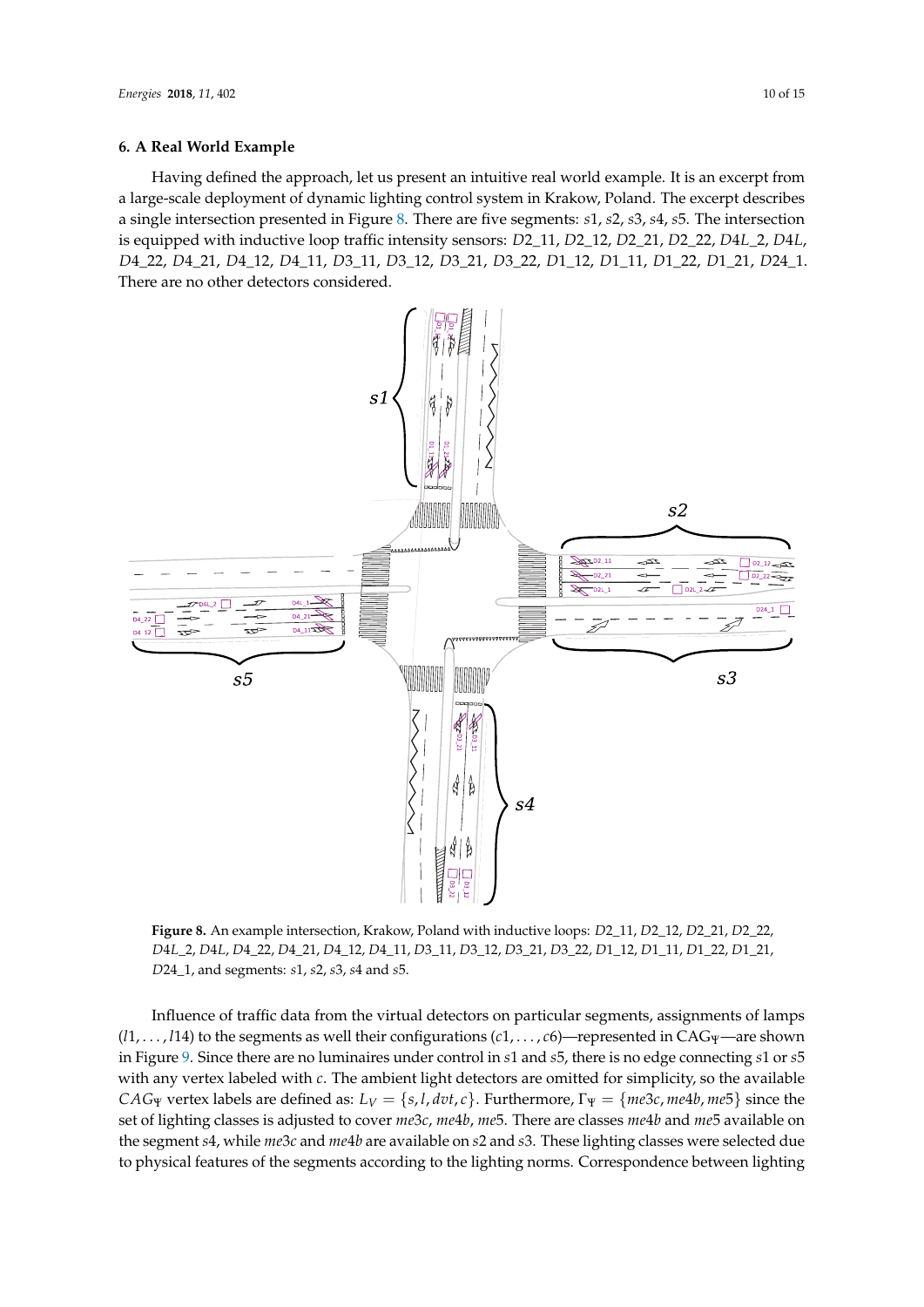## 6. A Real World Example

Having defined the approach, let us present an intuitive real world example. It is an excerpt from a large-scale deployment of dynamic lighting control system in Krakow, Poland. The excerpt describes a single intersection presented in Figure 8. There are five segments: *s*1, *s*2, *s*3, *s*4, *s*5. The intersection is equipped with inductive loop traffic intensity sensors: *D*2_11, *D*2_12, *D*2_21, *D*2_22, *D*4*L*_2, *D*4*L*, *D*4_22, *D*4_21, *D*4_12, *D*4_11, *D*3_11, *D*3_12, *D*3_21, *D*3_22, *D*1_12, *D*1_11, *D*1_22, *D*1_21, *D*24_1. There are no other detectors considered.

**Figure 8.** An example intersection, Krakow, Poland with inductive loops: *D*2_11, *D*2_12, *D*2_21, *D*2_22, *D*4*L*_2, *D*4*L*, *D*4_22, *D*4_21, *D*4_12, *D*4_11, *D*3_11, *D*3_12, *D*3_21, *D*3_22, *D*1_12, *D*1_11, *D*1_22, *D*1_21, *D*24_1, and segments: *s*1, *s*2, *s*3, *s*4 and *s*5.

Influence of traffic data from the virtual detectors on particular segments, assignments of lamps ($l1, \ldots, l14$) to the segments as well their configurations ($c1, \ldots, c6$)—represented in $\mathrm{CAG}_\Psi$—are shown in Figure 9. Since there are no luminaires under control in *s*1 and *s*5, there is no edge connecting *s*1 or *s*5 with any vertex labeled with *c*. The ambient light detectors are omitted for simplicity, so the available $CAG_\Psi$ vertex labels are defined as: $L_V = \{s, l, dvt, c\}$. Furthermore, $\Gamma_\Psi = \{me3c, me4b, me5\}$ since the set of lighting classes is adjusted to cover *me*3*c*, *me*4*b*, *me*5. There are classes *me*4*b* and *me*5 available on the segment *s*4, while *me*3*c* and *me*4*b* are available on *s*2 and *s*3. These lighting classes were selected due to physical features of the segments according to the lighting norms. Correspondence between lighting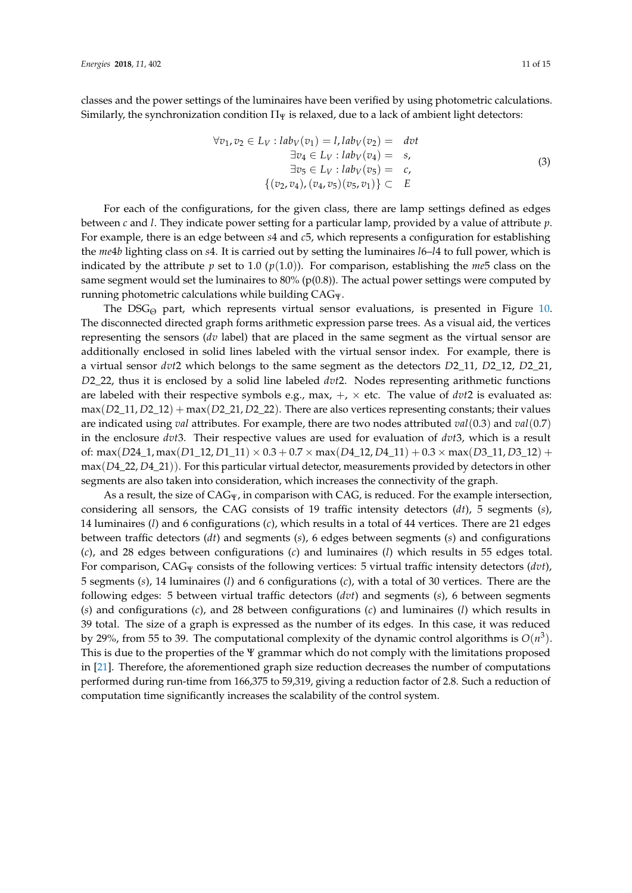classes and the power settings of the luminaires have been verified by using photometric calculations. Similarly, the synchronization condition $\Pi_\Psi$ is relaxed, due to a lack of ambient light detectors:

$$
\begin{aligned}
\forall v_1, v_2 \in L_V : lab_V(v_1) = l, lab_V(v_2) = \;& dvt \\
\exists v_4 \in L_V : lab_V(v_4) = \;& s, \\
\exists v_5 \in L_V : lab_V(v_5) = \;& c, \\
\{(v_2, v_4), (v_4, v_5)(v_5, v_1)\} \subset \;& E
\end{aligned}
\tag{3}
$$

For each of the configurations, for the given class, there are lamp settings defined as edges between $c$ and $l$. They indicate power setting for a particular lamp, provided by a value of attribute $p$. For example, there is an edge between $s4$ and $c5$, which represents a configuration for establishing the $me4b$ lighting class on $s4$. It is carried out by setting the luminaires $l6$–$l4$ to full power, which is indicated by the attribute $p$ set to 1.0 ($p(1.0)$). For comparison, establishing the $me5$ class on the same segment would set the luminaires to 80% (p(0.8)). The actual power settings were computed by running photometric calculations while building $CAG_\Psi$.

The $DSG_\Theta$ part, which represents virtual sensor evaluations, is presented in Figure 10. The disconnected directed graph forms arithmetic expression parse trees. As a visual aid, the vertices representing the sensors ($dv$ label) that are placed in the same segment as the virtual sensor are additionally enclosed in solid lines labeled with the virtual sensor index. For example, there is a virtual sensor $dvt2$ which belongs to the same segment as the detectors $D2\_11$, $D2\_12$, $D2\_21$, $D2\_22$, thus it is enclosed by a solid line labeled $dvt2$. Nodes representing arithmetic functions are labeled with their respective symbols e.g., max, $+$, $\times$ etc. The value of $dvt2$ is evaluated as: $\max(D2\_11, D2\_12) + \max(D2\_21, D2\_22)$. There are also vertices representing constants; their values are indicated using $val$ attributes. For example, there are two nodes attributed $val(0.3)$ and $val(0.7)$ in the enclosure $dvt3$. Their respective values are used for evaluation of $dvt3$, which is a result of: $\max(D24\_1, \max(D1\_12, D1\_11) \times 0.3 + 0.7 \times \max(D4\_12, D4\_11) + 0.3 \times \max(D3\_11, D3\_12) + \max(D4\_22, D4\_21))$. For this particular virtual detector, measurements provided by detectors in other segments are also taken into consideration, which increases the connectivity of the graph.

As a result, the size of $CAG_\Psi$, in comparison with CAG, is reduced. For the example intersection, considering all sensors, the CAG consists of 19 traffic intensity detectors ($dt$), 5 segments ($s$), 14 luminaires ($l$) and 6 configurations ($c$), which results in a total of 44 vertices. There are 21 edges between traffic detectors ($dt$) and segments ($s$), 6 edges between segments ($s$) and configurations ($c$), and 28 edges between configurations ($c$) and luminaires ($l$) which results in 55 edges total. For comparison, $CAG_\Psi$ consists of the following vertices: 5 virtual traffic intensity detectors ($dvt$), 5 segments ($s$), 14 luminaires ($l$) and 6 configurations ($c$), with a total of 30 vertices. There are the following edges: 5 between virtual traffic detectors ($dvt$) and segments ($s$), 6 between segments ($s$) and configurations ($c$), and 28 between configurations ($c$) and luminaires ($l$) which results in 39 total. The size of a graph is expressed as the number of its edges. In this case, it was reduced by 29%, from 55 to 39. The computational complexity of the dynamic control algorithms is $O(n^3)$. This is due to the properties of the $\Psi$ grammar which do not comply with the limitations proposed in [21]. Therefore, the aforementioned graph size reduction decreases the number of computations performed during run-time from 166,375 to 59,319, giving a reduction factor of 2.8. Such a reduction of computation time significantly increases the scalability of the control system.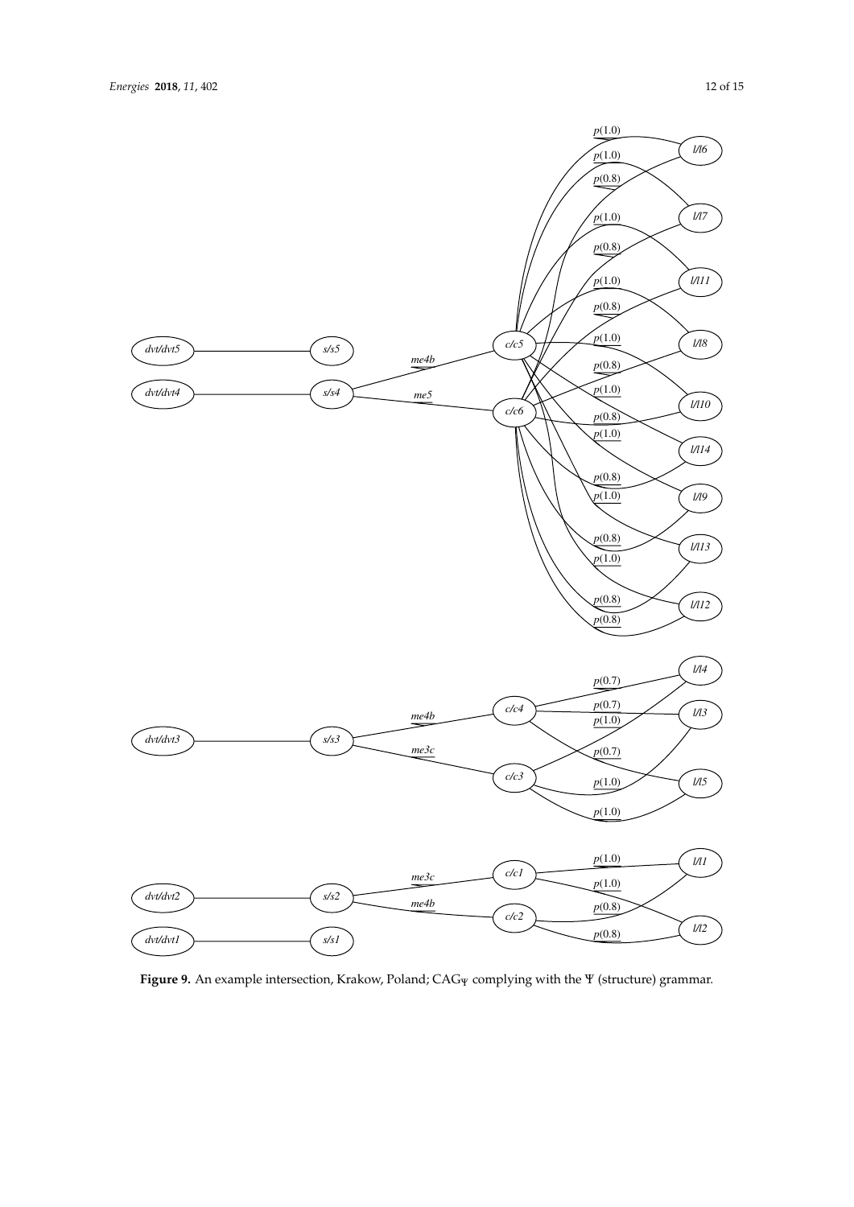**Figure 9.** An example intersection, Krakow, Poland; $CAG_{\Psi}$ complying with the $\Psi$ (structure) grammar.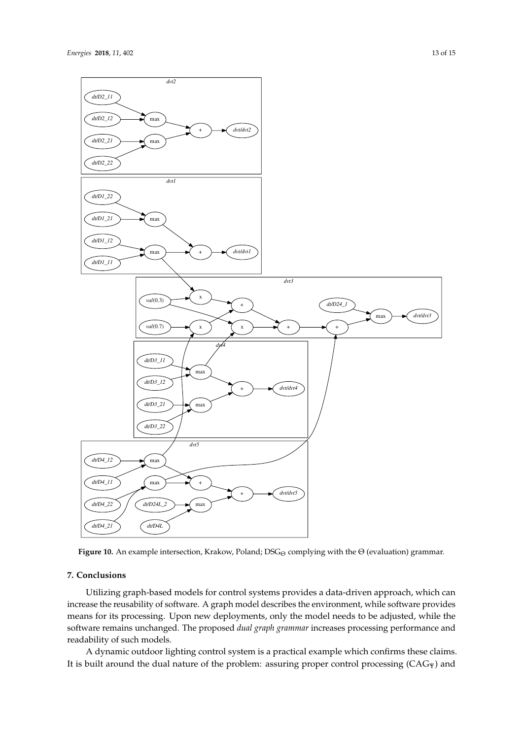**Figure 10.** An example intersection, Krakow, Poland; $DSG_{\Theta}$ complying with the $\Theta$ (evaluation) grammar.

## 7. Conclusions

Utilizing graph-based models for control systems provides a data-driven approach, which can increase the reusability of software. A graph model describes the environment, while software provides means for its processing. Upon new deployments, only the model needs to be adjusted, while the software remains unchanged. The proposed *dual graph grammar* increases processing performance and readability of such models.

A dynamic outdoor lighting control system is a practical example which confirms these claims. It is built around the dual nature of the problem: assuring proper control processing ($CAG_{\Psi}$) and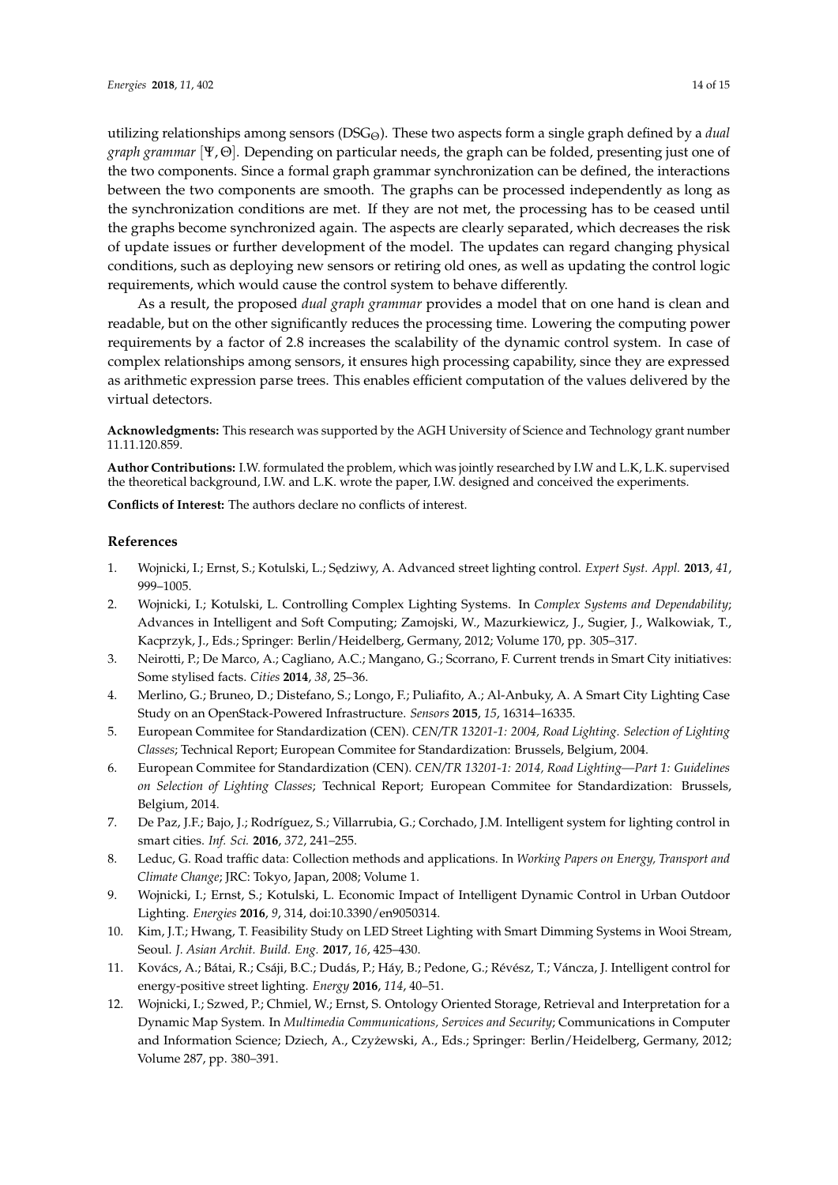utilizing relationships among sensors ($DSG_{\Theta}$). These two aspects form a single graph defined by a *dual graph grammar* $[\Psi, \Theta]$. Depending on particular needs, the graph can be folded, presenting just one of the two components. Since a formal graph grammar synchronization can be defined, the interactions between the two components are smooth. The graphs can be processed independently as long as the synchronization conditions are met. If they are not met, the processing has to be ceased until the graphs become synchronized again. The aspects are clearly separated, which decreases the risk of update issues or further development of the model. The updates can regard changing physical conditions, such as deploying new sensors or retiring old ones, as well as updating the control logic requirements, which would cause the control system to behave differently.

As a result, the proposed *dual graph grammar* provides a model that on one hand is clean and readable, but on the other significantly reduces the processing time. Lowering the computing power requirements by a factor of 2.8 increases the scalability of the dynamic control system. In case of complex relationships among sensors, it ensures high processing capability, since they are expressed as arithmetic expression parse trees. This enables efficient computation of the values delivered by the virtual detectors.

**Acknowledgments:** This research was supported by the AGH University of Science and Technology grant number 11.11.120.859.

**Author Contributions:** I.W. formulated the problem, which was jointly researched by I.W and L.K, L.K. supervised the theoretical background, I.W. and L.K. wrote the paper, I.W. designed and conceived the experiments.

**Conflicts of Interest:** The authors declare no conflicts of interest.

## References

1. Wojnicki, I.; Ernst, S.; Kotulski, L.; Sędziwy, A. Advanced street lighting control. *Expert Syst. Appl.* **2013**, *41*, 999–1005.
2. Wojnicki, I.; Kotulski, L. Controlling Complex Lighting Systems. In *Complex Systems and Dependability*; Advances in Intelligent and Soft Computing; Zamojski, W., Mazurkiewicz, J., Sugier, J., Walkowiak, T., Kacprzyk, J., Eds.; Springer: Berlin/Heidelberg, Germany, 2012; Volume 170, pp. 305–317.
3. Neirotti, P.; De Marco, A.; Cagliano, A.C.; Mangano, G.; Scorrano, F. Current trends in Smart City initiatives: Some stylised facts. *Cities* **2014**, *38*, 25–36.
4. Merlino, G.; Bruneo, D.; Distefano, S.; Longo, F.; Puliafito, A.; Al-Anbuky, A. A Smart City Lighting Case Study on an OpenStack-Powered Infrastructure. *Sensors* **2015**, *15*, 16314–16335.
5. European Commitee for Standardization (CEN). *CEN/TR 13201-1: 2004, Road Lighting. Selection of Lighting Classes*; Technical Report; European Commitee for Standardization: Brussels, Belgium, 2004.
6. European Commitee for Standardization (CEN). *CEN/TR 13201-1: 2014, Road Lighting—Part 1: Guidelines on Selection of Lighting Classes*; Technical Report; European Commitee for Standardization: Brussels, Belgium, 2014.
7. De Paz, J.F.; Bajo, J.; Rodríguez, S.; Villarrubia, G.; Corchado, J.M. Intelligent system for lighting control in smart cities. *Inf. Sci.* **2016**, *372*, 241–255.
8. Leduc, G. Road traffic data: Collection methods and applications. In *Working Papers on Energy, Transport and Climate Change*; JRC: Tokyo, Japan, 2008; Volume 1.
9. Wojnicki, I.; Ernst, S.; Kotulski, L. Economic Impact of Intelligent Dynamic Control in Urban Outdoor Lighting. *Energies* **2016**, *9*, 314, doi:10.3390/en9050314.
10. Kim, J.T.; Hwang, T. Feasibility Study on LED Street Lighting with Smart Dimming Systems in Wooi Stream, Seoul. *J. Asian Archit. Build. Eng.* **2017**, *16*, 425–430.
11. Kovács, A.; Bátai, R.; Csáji, B.C.; Dudás, P.; Háy, B.; Pedone, G.; Révész, T.; Váncza, J. Intelligent control for energy-positive street lighting. *Energy* **2016**, *114*, 40–51.
12. Wojnicki, I.; Szwed, P.; Chmiel, W.; Ernst, S. Ontology Oriented Storage, Retrieval and Interpretation for a Dynamic Map System. In *Multimedia Communications, Services and Security*; Communications in Computer and Information Science; Dziech, A., Czyżewski, A., Eds.; Springer: Berlin/Heidelberg, Germany, 2012; Volume 287, pp. 380–391.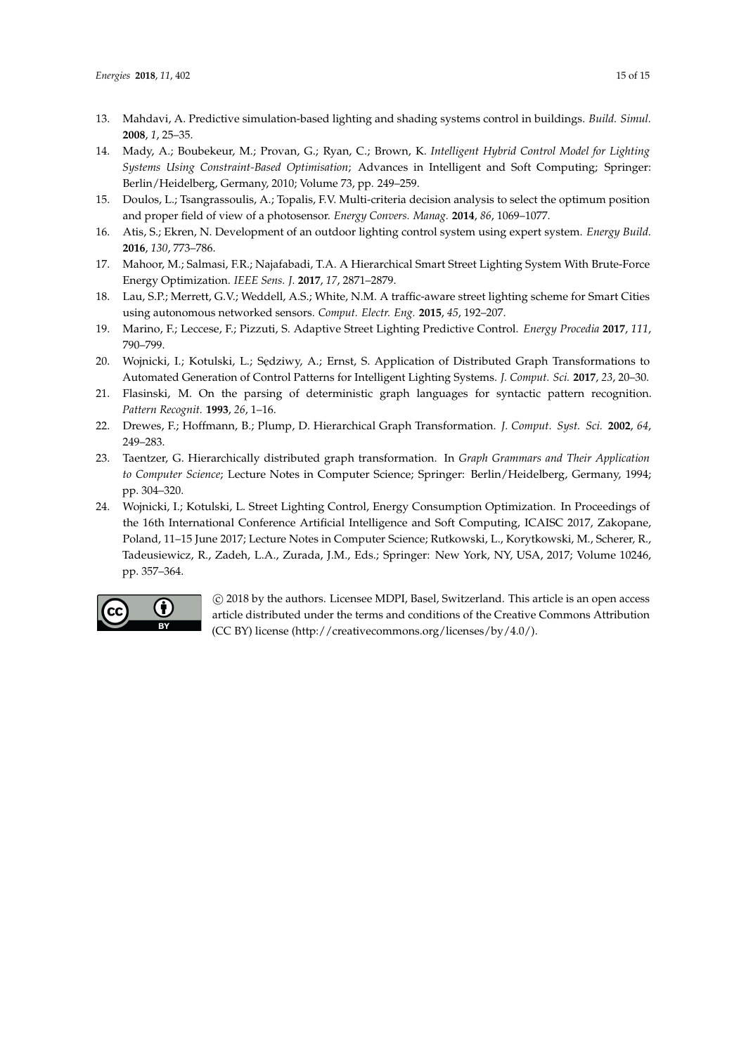13. Mahdavi, A. Predictive simulation-based lighting and shading systems control in buildings. *Build. Simul.* **2008**, *1*, 25–35.
14. Mady, A.; Boubekeur, M.; Provan, G.; Ryan, C.; Brown, K. *Intelligent Hybrid Control Model for Lighting Systems Using Constraint-Based Optimisation*; Advances in Intelligent and Soft Computing; Springer: Berlin/Heidelberg, Germany, 2010; Volume 73, pp. 249–259.
15. Doulos, L.; Tsangrassoulis, A.; Topalis, F.V. Multi-criteria decision analysis to select the optimum position and proper field of view of a photosensor. *Energy Convers. Manag.* **2014**, *86*, 1069–1077.
16. Atis, S.; Ekren, N. Development of an outdoor lighting control system using expert system. *Energy Build.* **2016**, *130*, 773–786.
17. Mahoor, M.; Salmasi, F.R.; Najafabadi, T.A. A Hierarchical Smart Street Lighting System With Brute-Force Energy Optimization. *IEEE Sens. J.* **2017**, *17*, 2871–2879.
18. Lau, S.P.; Merrett, G.V.; Weddell, A.S.; White, N.M. A traffic-aware street lighting scheme for Smart Cities using autonomous networked sensors. *Comput. Electr. Eng.* **2015**, *45*, 192–207.
19. Marino, F.; Leccese, F.; Pizzuti, S. Adaptive Street Lighting Predictive Control. *Energy Procedia* **2017**, *111*, 790–799.
20. Wojnicki, I.; Kotulski, L.; Sędziwy, A.; Ernst, S. Application of Distributed Graph Transformations to Automated Generation of Control Patterns for Intelligent Lighting Systems. *J. Comput. Sci.* **2017**, *23*, 20–30.
21. Flasinski, M. On the parsing of deterministic graph languages for syntactic pattern recognition. *Pattern Recognit.* **1993**, *26*, 1–16.
22. Drewes, F.; Hoffmann, B.; Plump, D. Hierarchical Graph Transformation. *J. Comput. Syst. Sci.* **2002**, *64*, 249–283.
23. Taentzer, G. Hierarchically distributed graph transformation. In *Graph Grammars and Their Application to Computer Science*; Lecture Notes in Computer Science; Springer: Berlin/Heidelberg, Germany, 1994; pp. 304–320.
24. Wojnicki, I.; Kotulski, L. Street Lighting Control, Energy Consumption Optimization. In Proceedings of the 16th International Conference Artificial Intelligence and Soft Computing, ICAISC 2017, Zakopane, Poland, 11–15 June 2017; Lecture Notes in Computer Science; Rutkowski, L., Korytkowski, M., Scherer, R., Tadeusiewicz, R., Zadeh, L.A., Zurada, J.M., Eds.; Springer: New York, NY, USA, 2017; Volume 10246, pp. 357–364.

© 2018 by the authors. Licensee MDPI, Basel, Switzerland. This article is an open access article distributed under the terms and conditions of the Creative Commons Attribution (CC BY) license (http://creativecommons.org/licenses/by/4.0/).